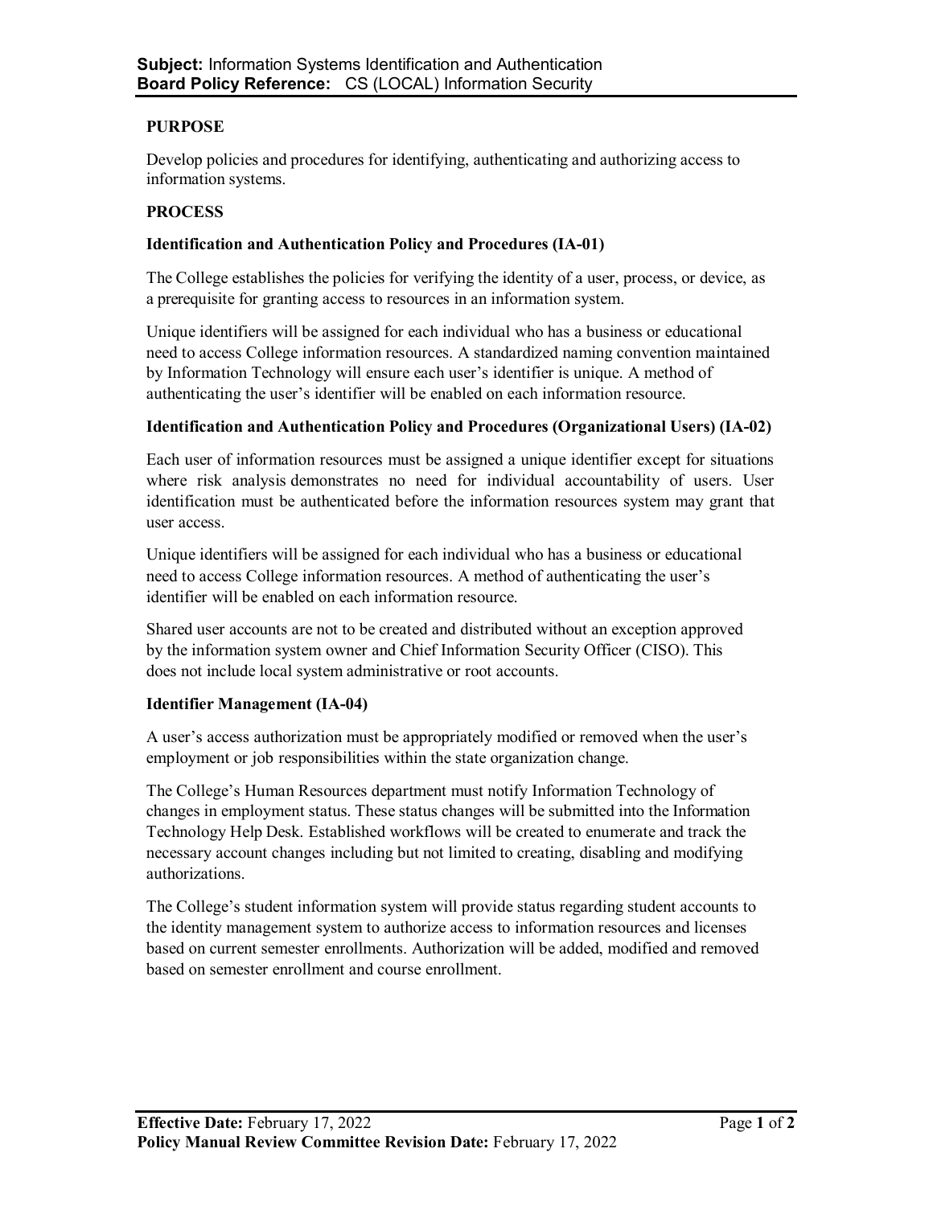**Subject:** Information Systems Identification and Authentication
**Board Policy Reference:** CS (LOCAL) Information Security

## PURPOSE

Develop policies and procedures for identifying, authenticating and authorizing access to information systems.

## PROCESS

### Identification and Authentication Policy and Procedures (IA-01)

The College establishes the policies for verifying the identity of a user, process, or device, as a prerequisite for granting access to resources in an information system.

Unique identifiers will be assigned for each individual who has a business or educational need to access College information resources. A standardized naming convention maintained by Information Technology will ensure each user's identifier is unique. A method of authenticating the user's identifier will be enabled on each information resource.

### Identification and Authentication Policy and Procedures (Organizational Users) (IA-02)

Each user of information resources must be assigned a unique identifier except for situations where risk analysis demonstrates no need for individual accountability of users. User identification must be authenticated before the information resources system may grant that user access.

Unique identifiers will be assigned for each individual who has a business or educational need to access College information resources. A method of authenticating the user's identifier will be enabled on each information resource.

Shared user accounts are not to be created and distributed without an exception approved by the information system owner and Chief Information Security Officer (CISO). This does not include local system administrative or root accounts.

### Identifier Management (IA-04)

A user's access authorization must be appropriately modified or removed when the user's employment or job responsibilities within the state organization change.

The College's Human Resources department must notify Information Technology of changes in employment status. These status changes will be submitted into the Information Technology Help Desk. Established workflows will be created to enumerate and track the necessary account changes including but not limited to creating, disabling and modifying authorizations.

The College's student information system will provide status regarding student accounts to the identity management system to authorize access to information resources and licenses based on current semester enrollments. Authorization will be added, modified and removed based on semester enrollment and course enrollment.

**Effective Date:** February 17, 2022
**Policy Manual Review Committee Revision Date:** February 17, 2022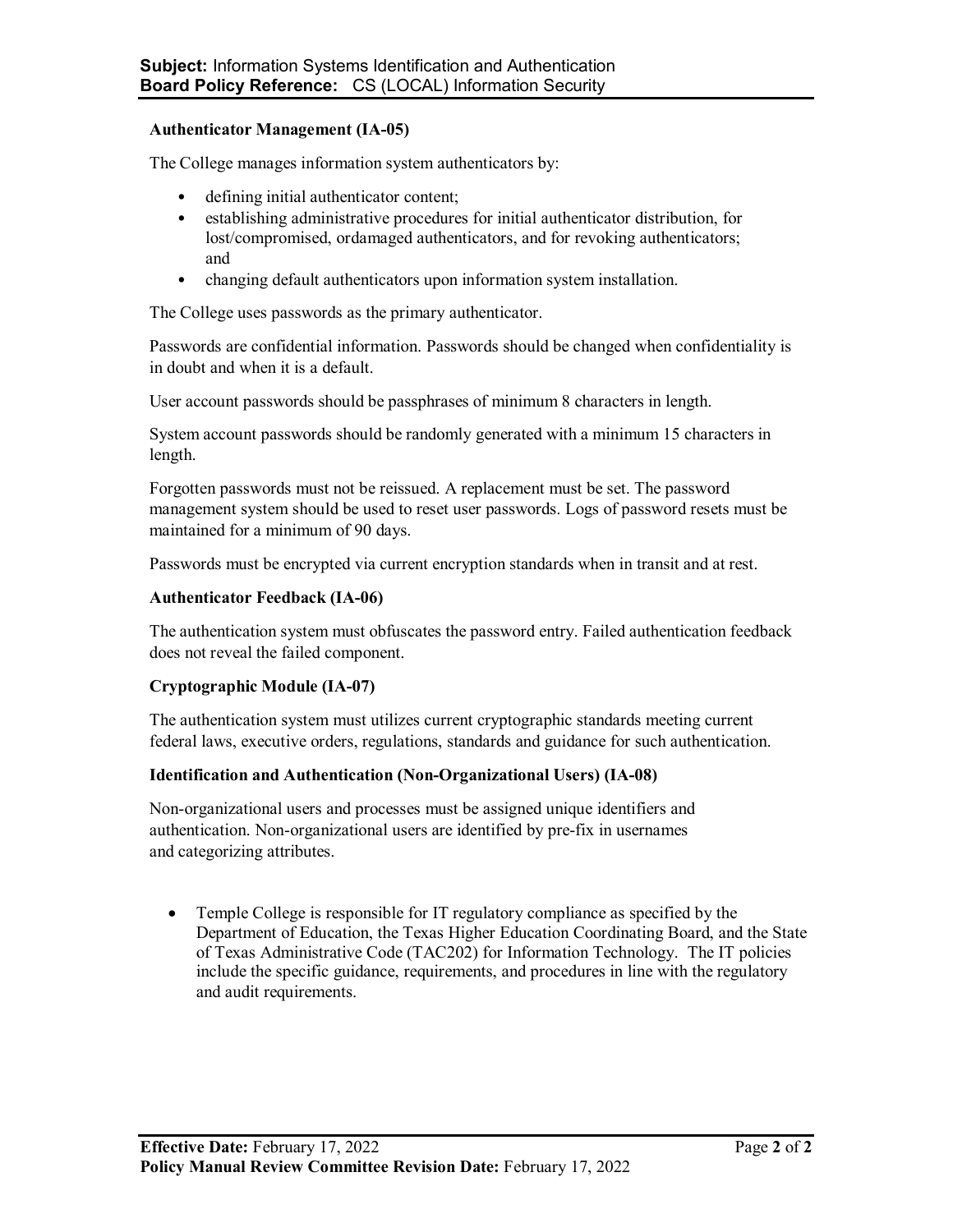**Subject:** Information Systems Identification and Authentication
**Board Policy Reference:** CS (LOCAL) Information Security

### Authenticator Management (IA-05)

The College manages information system authenticators by:

- defining initial authenticator content;
- establishing administrative procedures for initial authenticator distribution, for lost/compromised, ordamaged authenticators, and for revoking authenticators; and
- changing default authenticators upon information system installation.

The College uses passwords as the primary authenticator.

Passwords are confidential information. Passwords should be changed when confidentiality is in doubt and when it is a default.

User account passwords should be passphrases of minimum 8 characters in length.

System account passwords should be randomly generated with a minimum 15 characters in length.

Forgotten passwords must not be reissued. A replacement must be set. The password management system should be used to reset user passwords. Logs of password resets must be maintained for a minimum of 90 days.

Passwords must be encrypted via current encryption standards when in transit and at rest.

### Authenticator Feedback (IA-06)

The authentication system must obfuscates the password entry. Failed authentication feedback does not reveal the failed component.

### Cryptographic Module (IA-07)

The authentication system must utilizes current cryptographic standards meeting current federal laws, executive orders, regulations, standards and guidance for such authentication.

### Identification and Authentication (Non-Organizational Users) (IA-08)

Non-organizational users and processes must be assigned unique identifiers and authentication. Non-organizational users are identified by pre-fix in usernames and categorizing attributes.

- Temple College is responsible for IT regulatory compliance as specified by the Department of Education, the Texas Higher Education Coordinating Board, and the State of Texas Administrative Code (TAC202) for Information Technology. The IT policies include the specific guidance, requirements, and procedures in line with the regulatory and audit requirements.

**Effective Date:** February 17, 2022
**Policy Manual Review Committee Revision Date:** February 17, 2022